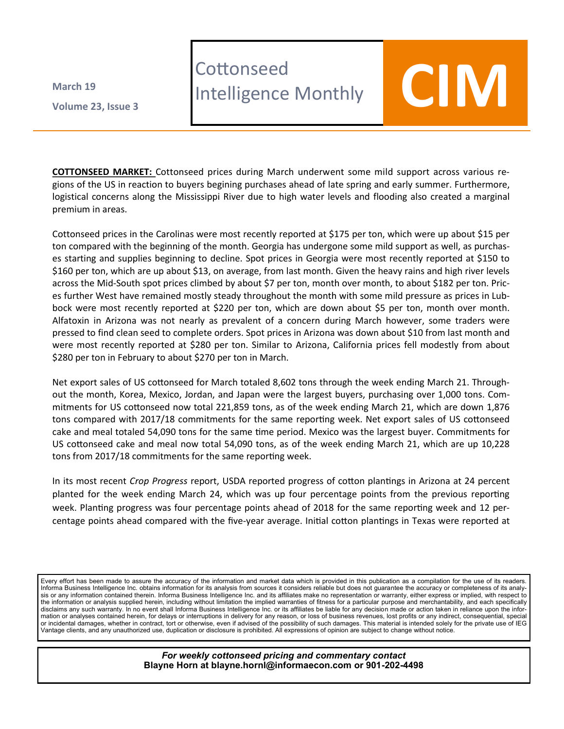March 19

Volume 23, Issue 3

# Cottonseed Intelligence Monthly

# CIM

**COTTONSEED MARKET:** Cottonseed prices during March underwent some mild support across various regions of the US in reaction to buyers begining purchases ahead of late spring and early summer. Furthermore, logistical concerns along the Mississippi River due to high water levels and flooding also created a marginal premium in areas.

Cottonseed prices in the Carolinas were most recently reported at $175 per ton, which were up about $15 per ton compared with the beginning of the month. Georgia has undergone some mild support as well, as purchases starting and supplies beginning to decline. Spot prices in Georgia were most recently reported at $150 to $160 per ton, which are up about $13, on average, from last month. Given the heavy rains and high river levels across the Mid-South spot prices climbed by about $7 per ton, month over month, to about $182 per ton. Prices further West have remained mostly steady throughout the month with some mild pressure as prices in Lubbock were most recently reported at $220 per ton, which are down about $5 per ton, month over month. Alfatoxin in Arizona was not nearly as prevalent of a concern during March however, some traders were pressed to find clean seed to complete orders. Spot prices in Arizona was down about $10 from last month and were most recently reported at $280 per ton. Similar to Arizona, California prices fell modestly from about $280 per ton in February to about $270 per ton in March.

Net export sales of US cottonseed for March totaled 8,602 tons through the week ending March 21. Throughout the month, Korea, Mexico, Jordan, and Japan were the largest buyers, purchasing over 1,000 tons. Commitments for US cottonseed now total 221,859 tons, as of the week ending March 21, which are down 1,876 tons compared with 2017/18 commitments for the same reporting week. Net export sales of US cottonseed cake and meal totaled 54,090 tons for the same time period. Mexico was the largest buyer. Commitments for US cottonseed cake and meal now total 54,090 tons, as of the week ending March 21, which are up 10,228 tons from 2017/18 commitments for the same reporting week.

In its most recent *Crop Progress* report, USDA reported progress of cotton plantings in Arizona at 24 percent planted for the week ending March 24, which was up four percentage points from the previous reporting week. Planting progress was four percentage points ahead of 2018 for the same reporting week and 12 percentage points ahead compared with the five-year average. Initial cotton plantings in Texas were reported at

Every effort has been made to assure the accuracy of the information and market data which is provided in this publication as a compilation for the use of its readers. Informa Business Intelligence Inc. obtains information for its analysis from sources it considers reliable but does not guarantee the accuracy or completeness of its analysis or any information contained therein. Informa Business Intelligence Inc. and its affiliates make no representation or warranty, either express or implied, with respect to the information or analysis supplied herein, including without limitation the implied warranties of fitness for a particular purpose and merchantability, and each specifically disclaims any such warranty. In no event shall Informa Business Intelligence Inc. or its affiliates be liable for any decision made or action taken in reliance upon the information or analyses contained herein, for delays or interruptions in delivery for any reason, or loss of business revenues, lost profits or any indirect, consequential, special or incidental damages, whether in contract, tort or otherwise, even if advised of the possibility of such damages. This material is intended solely for the private use of IEG Vantage clients, and any unauthorized use, duplication or disclosure is prohibited. All expressions of opinion are subject to change without notice.

***For weekly cottonseed pricing and commentary contact***
**Blayne Horn at blayne.hornl@informaecon.com or 901-202-4498**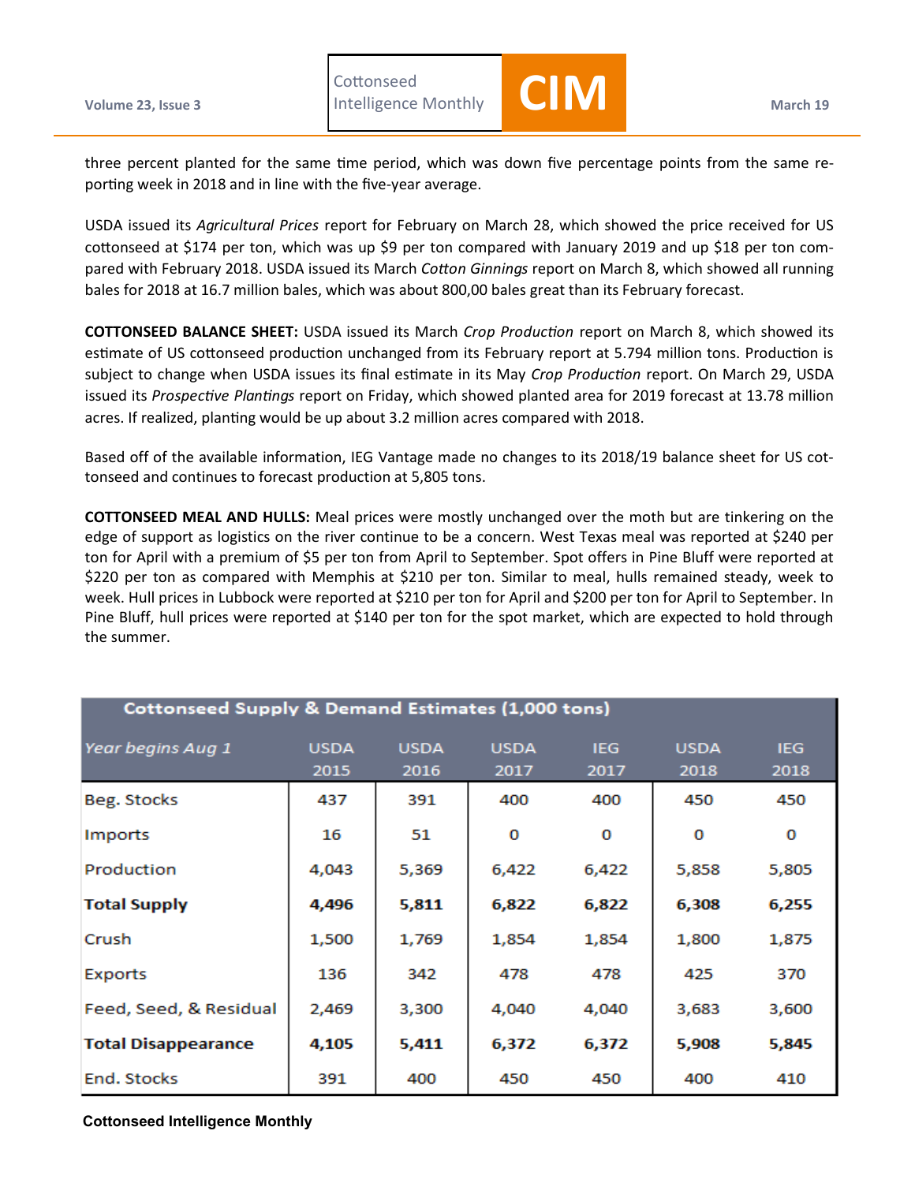three percent planted for the same time period, which was down five percentage points from the same reporting week in 2018 and in line with the five-year average.

USDA issued its *Agricultural Prices* report for February on March 28, which showed the price received for US cottonseed at $174 per ton, which was up $9 per ton compared with January 2019 and up $18 per ton compared with February 2018. USDA issued its March *Cotton Ginnings* report on March 8, which showed all running bales for 2018 at 16.7 million bales, which was about 800,00 bales great than its February forecast.

**COTTONSEED BALANCE SHEET:** USDA issued its March *Crop Production* report on March 8, which showed its estimate of US cottonseed production unchanged from its February report at 5.794 million tons. Production is subject to change when USDA issues its final estimate in its May *Crop Production* report. On March 29, USDA issued its *Prospective Plantings* report on Friday, which showed planted area for 2019 forecast at 13.78 million acres. If realized, planting would be up about 3.2 million acres compared with 2018.

Based off of the available information, IEG Vantage made no changes to its 2018/19 balance sheet for US cottonseed and continues to forecast production at 5,805 tons.

**COTTONSEED MEAL AND HULLS:** Meal prices were mostly unchanged over the moth but are tinkering on the edge of support as logistics on the river continue to be a concern. West Texas meal was reported at $240 per ton for April with a premium of $5 per ton from April to September. Spot offers in Pine Bluff were reported at $220 per ton as compared with Memphis at $210 per ton. Similar to meal, hulls remained steady, week to week. Hull prices in Lubbock were reported at $210 per ton for April and $200 per ton for April to September. In Pine Bluff, hull prices were reported at $140 per ton for the spot market, which are expected to hold through the summer.

| Cottonseed Supply & Demand Estimates (1,000 tons) | | | | | | |
|---|---|---|---|---|---|---|
| *Year begins Aug 1* | USDA 2015 | USDA 2016 | USDA 2017 | IEG 2017 | USDA 2018 | IEG 2018 |
| Beg. Stocks | 437 | 391 | 400 | 400 | 450 | 450 |
| Imports | 16 | 51 | 0 | 0 | 0 | 0 |
| Production | 4,043 | 5,369 | 6,422 | 6,422 | 5,858 | 5,805 |
| **Total Supply** | **4,496** | **5,811** | **6,822** | **6,822** | **6,308** | **6,255** |
| Crush | 1,500 | 1,769 | 1,854 | 1,854 | 1,800 | 1,875 |
| Exports | 136 | 342 | 478 | 478 | 425 | 370 |
| Feed, Seed, & Residual | 2,469 | 3,300 | 4,040 | 4,040 | 3,683 | 3,600 |
| **Total Disappearance** | **4,105** | **5,411** | **6,372** | **6,372** | **5,908** | **5,845** |
| End. Stocks | 391 | 400 | 450 | 450 | 400 | 410 |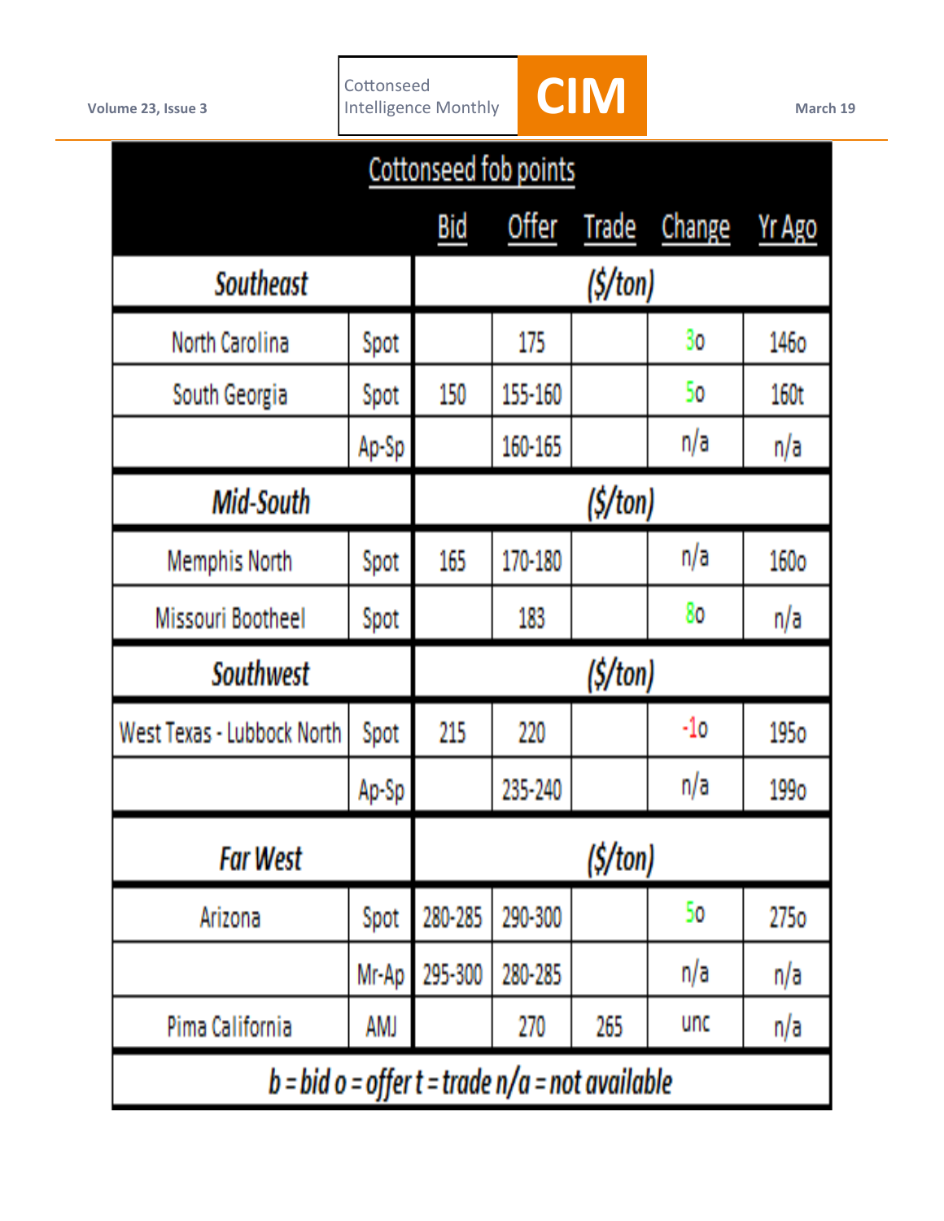## Cottonseed fob points

| | | Bid | Offer | Trade | Change | Yr Ago |
|---|---|---|---|---|---|---|
| **Southeast** | | ($/ton) | | | | |
| North Carolina | Spot | | 175 | | 3o | 146o |
| South Georgia | Spot | 150 | 155-160 | | 5o | 160t |
| | Ap-Sp | | 160-165 | | n/a | n/a |
| **Mid-South** | | ($/ton) | | | | |
| Memphis North | Spot | 165 | 170-180 | | n/a | 160o |
| Missouri Bootheel | Spot | | 183 | | 8o | n/a |
| **Southwest** | | ($/ton) | | | | |
| West Texas - Lubbock North | Spot | 215 | 220 | | -1o | 195o |
| | Ap-Sp | | 235-240 | | n/a | 199o |
| **Far West** | | ($/ton) | | | | |
| Arizona | Spot | 280-285 | 290-300 | | 5o | 275o |
| | Mr-Ap | 295-300 | 280-285 | | n/a | n/a |
| Pima California | AMJ | | 270 | 265 | unc | n/a |

*b = bid o = offer t = trade n/a = not available*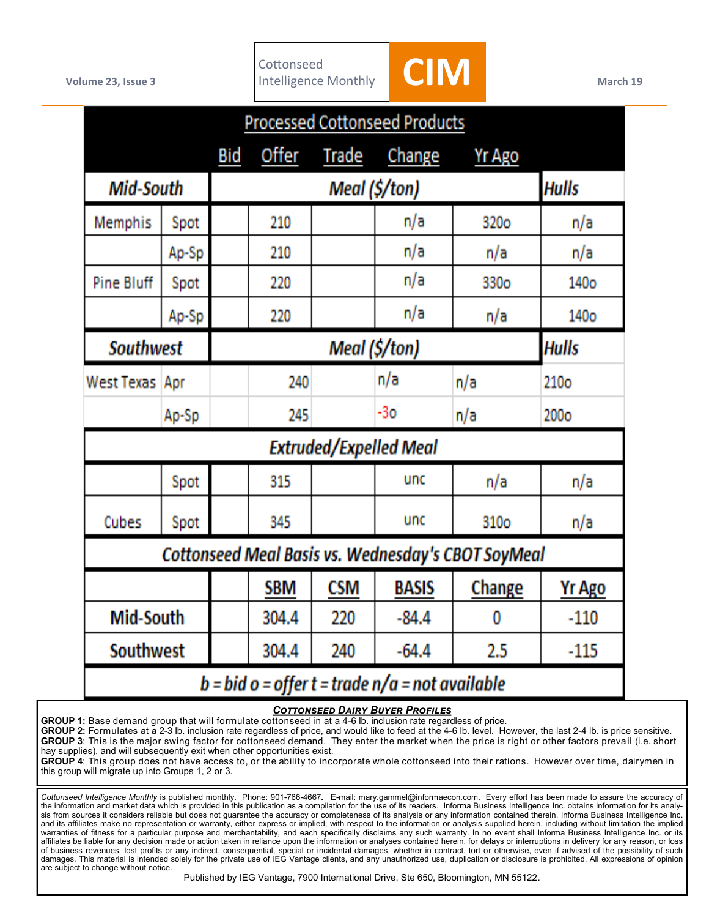## Processed Cottonseed Products

| | | Bid | Offer | Trade | Change | Yr Ago | |
|---|---|---|---|---|---|---|---|
| **Mid-South** | | **Meal ($/ton)** | | | | | **Hulls** |
| Memphis | Spot | | 210 | | n/a | 320o | n/a |
| | Ap-Sp | | 210 | | n/a | n/a | n/a |
| Pine Bluff | Spot | | 220 | | n/a | 330o | 140o |
| | Ap-Sp | | 220 | | n/a | n/a | 140o |
| **Southwest** | | **Meal ($/ton)** | | | | | **Hulls** |
| West Texas | Apr | | 240 | | n/a | n/a | 210o |
| | Ap-Sp | | 245 | | -3o | n/a | 200o |
| **Extruded/Expelled Meal** | | | | | | | |
| | Spot | | 315 | | unc | n/a | n/a |
| Cubes | Spot | | 345 | | unc | 310o | n/a |

### Cottonseed Meal Basis vs. Wednesday's CBOT SoyMeal

| | | SBM | CSM | BASIS | Change | Yr Ago |
|---|---|---|---|---|---|---|
| **Mid-South** | | 304.4 | 220 | -84.4 | 0 | -110 |
| **Southwest** | | 304.4 | 240 | -64.4 | 2.5 | -115 |

b = bid o = offer t = trade n/a = not available

### Cottonseed Dairy Buyer Profiles

**GROUP 1:** Base demand group that will formulate cottonseed in at a 4-6 lb. inclusion rate regardless of price.

**GROUP 2:** Formulates at a 2-3 lb. inclusion rate regardless of price, and would like to feed at the 4-6 lb. level. However, the last 2-4 lb. is price sensitive.

**GROUP 3**: This is the major swing factor for cottonseed demand. They enter the market when the price is right or other factors prevail (i.e. short hay supplies), and will subsequently exit when other opportunities exist.

**GROUP 4**: This group does not have access to, or the ability to incorporate whole cottonseed into their rations. However over time, dairymen in this group will migrate up into Groups 1, 2 or 3.

*Cottonseed Intelligence Monthly* is published monthly. Phone: 901-766-4667. E-mail: mary.gammel@informaecon.com. Every effort has been made to assure the accuracy of the information and market data which is provided in this publication as a compilation for the use of its readers. Informa Business Intelligence Inc. obtains information for its analysis from sources it considers reliable but does not guarantee the accuracy or completeness of its analysis or any information contained therein. Informa Business Intelligence Inc. and its affiliates make no representation or warranty, either express or implied, with respect to the information or analysis supplied herein, including without limitation the implied warranties of fitness for a particular purpose and merchantability, and each specifically disclaims any such warranty. In no event shall Informa Business Intelligence Inc. or its affiliates be liable for any decision made or action taken in reliance upon the information or analyses contained herein, for delays or interruptions in delivery for any reason, or loss of business revenues, lost profits or any indirect, consequential, special or incidental damages, whether in contract, tort or otherwise, even if advised of the possibility of such damages. This material is intended solely for the private use of IEG Vantage clients, and any unauthorized use, duplication or disclosure is prohibited. All expressions of opinion are subject to change without notice.

Published by IEG Vantage, 7900 International Drive, Ste 650, Bloomington, MN 55122.